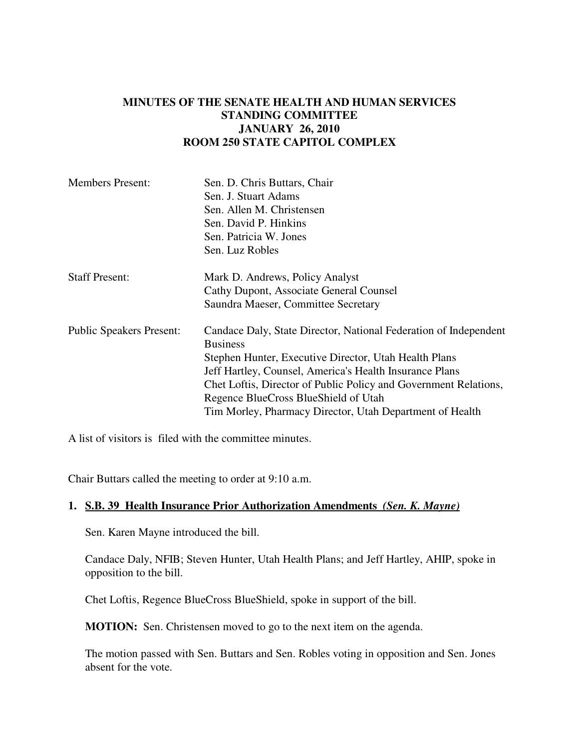# MINUTES OF THE SENATE HEALTH AND HUMAN SERVICES STANDING COMMITTEE
## JANUARY 26, 2010
## ROOM 250 STATE CAPITOL COMPLEX

Members Present: Sen. D. Chris Buttars, Chair
Sen. J. Stuart Adams
Sen. Allen M. Christensen
Sen. David P. Hinkins
Sen. Patricia W. Jones
Sen. Luz Robles

Staff Present: Mark D. Andrews, Policy Analyst
Cathy Dupont, Associate General Counsel
Saundra Maeser, Committee Secretary

Public Speakers Present: Candace Daly, State Director, National Federation of Independent Business
Stephen Hunter, Executive Director, Utah Health Plans
Jeff Hartley, Counsel, America's Health Insurance Plans
Chet Loftis, Director of Public Policy and Government Relations, Regence BlueCross BlueShield of Utah
Tim Morley, Pharmacy Director, Utah Department of Health

A list of visitors is filed with the committee minutes.

Chair Buttars called the meeting to order at 9:10 a.m.

**1. S.B. 39 Health Insurance Prior Authorization Amendments *(Sen. K. Mayne)***

Sen. Karen Mayne introduced the bill.

Candace Daly, NFIB; Steven Hunter, Utah Health Plans; and Jeff Hartley, AHIP, spoke in opposition to the bill.

Chet Loftis, Regence BlueCross BlueShield, spoke in support of the bill.

**MOTION:** Sen. Christensen moved to go to the next item on the agenda.

The motion passed with Sen. Buttars and Sen. Robles voting in opposition and Sen. Jones absent for the vote.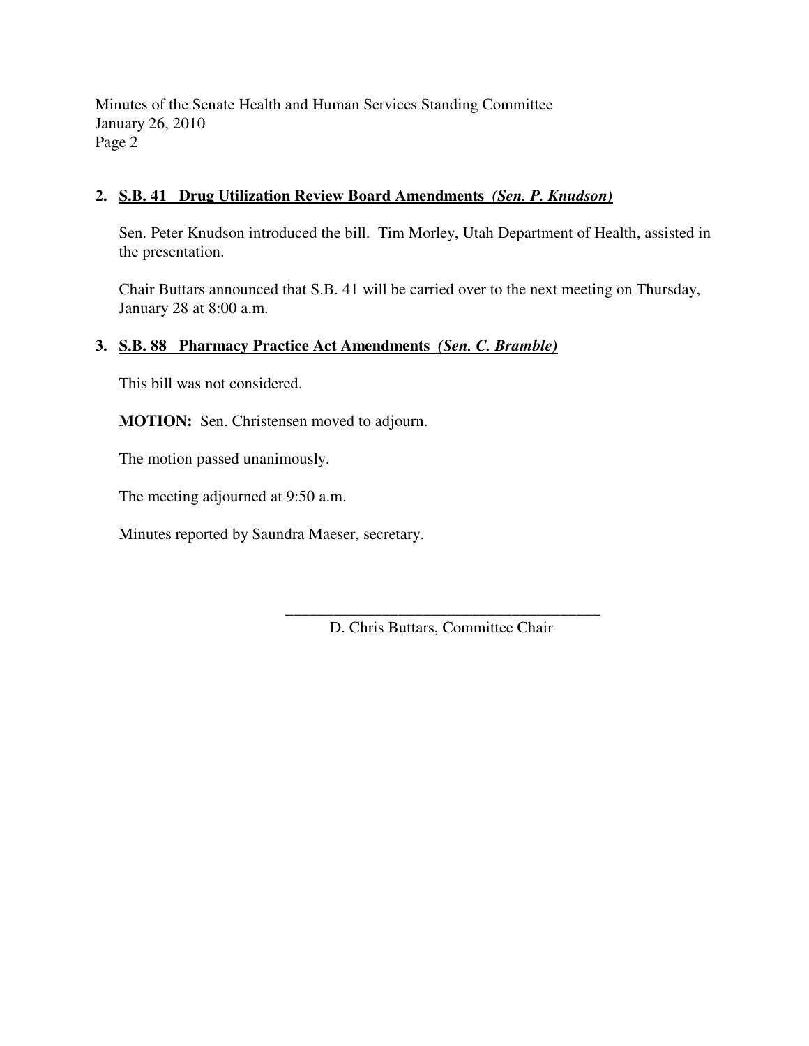**2. S.B. 41 Drug Utilization Review Board Amendments *(Sen. P. Knudson)***

Sen. Peter Knudson introduced the bill. Tim Morley, Utah Department of Health, assisted in the presentation.

Chair Buttars announced that S.B. 41 will be carried over to the next meeting on Thursday, January 28 at 8:00 a.m.

**3. S.B. 88 Pharmacy Practice Act Amendments *(Sen. C. Bramble)***

This bill was not considered.

**MOTION:** Sen. Christensen moved to adjourn.

The motion passed unanimously.

The meeting adjourned at 9:50 a.m.

Minutes reported by Saundra Maeser, secretary.

\_\_\_\_\_\_\_\_\_\_\_\_\_\_\_\_\_\_\_\_\_\_\_\_\_\_\_\_\_\_\_\_\_\_\_\_\_\_\_\_

D. Chris Buttars, Committee Chair